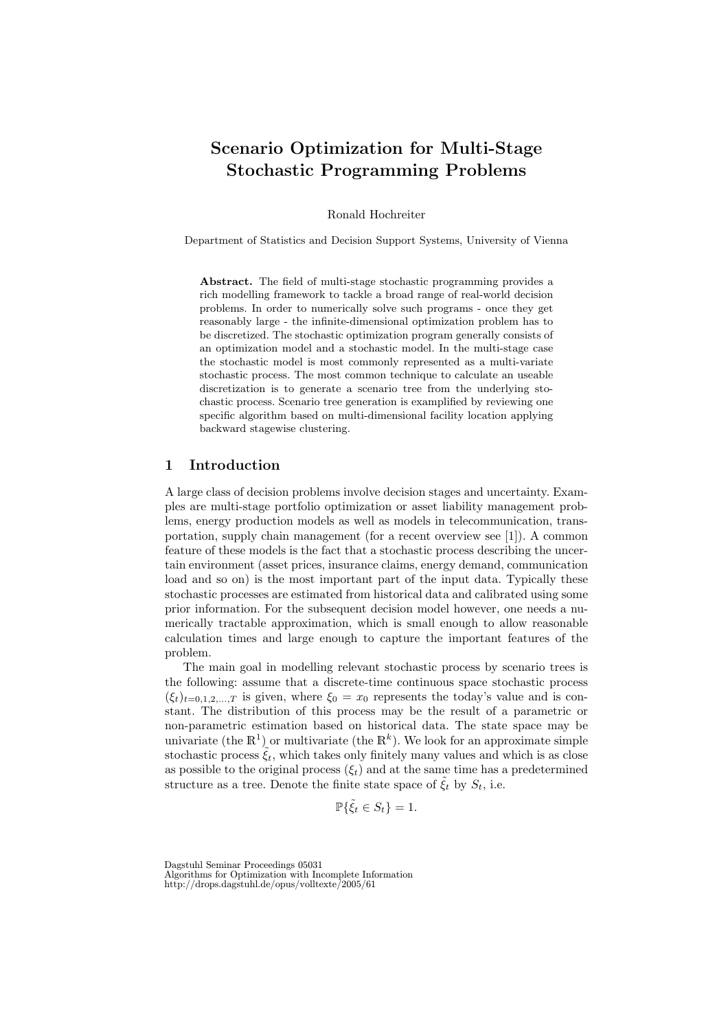# Scenario Optimization for Multi-Stage Stochastic Programming Problems

Ronald Hochreiter

Department of Statistics and Decision Support Systems, University of Vienna

**Abstract.** The field of multi-stage stochastic programming provides a rich modelling framework to tackle a broad range of real-world decision problems. In order to numerically solve such programs - once they get reasonably large - the infinite-dimensional optimization problem has to be discretized. The stochastic optimization program generally consists of an optimization model and a stochastic model. In the multi-stage case the stochastic model is most commonly represented as a multi-variate stochastic process. The most common technique to calculate an useable discretization is to generate a scenario tree from the underlying stochastic process. Scenario tree generation is examplified by reviewing one specific algorithm based on multi-dimensional facility location applying backward stagewise clustering.

## 1 Introduction

A large class of decision problems involve decision stages and uncertainty. Examples are multi-stage portfolio optimization or asset liability management problems, energy production models as well as models in telecommunication, transportation, supply chain management (for a recent overview see [1]). A common feature of these models is the fact that a stochastic process describing the uncertain environment (asset prices, insurance claims, energy demand, communication load and so on) is the most important part of the input data. Typically these stochastic processes are estimated from historical data and calibrated using some prior information. For the subsequent decision model however, one needs a numerically tractable approximation, which is small enough to allow reasonable calculation times and large enough to capture the important features of the problem.

The main goal in modelling relevant stochastic process by scenario trees is the following: assume that a discrete-time continuous space stochastic process $(\xi_t)_{t=0,1,2,...,T}$ is given, where $\xi_0 = x_0$ represents the today's value and is constant. The distribution of this process may be the result of a parametric or non-parametric estimation based on historical data. The state space may be univariate (the $\mathbb{R}^1$) or multivariate (the $\mathbb{R}^k$). We look for an approximate simple stochastic process $\tilde{\xi}_t$, which takes only finitely many values and which is as close as possible to the original process $(\xi_t)$ and at the same time has a predetermined structure as a tree. Denote the finite state space of $\tilde{\xi}_t$ by $S_t$, i.e.

$$\mathbb{P}\{\tilde{\xi}_t \in S_t\} = 1.$$

Dagstuhl Seminar Proceedings 05031
Algorithms for Optimization with Incomplete Information
http://drops.dagstuhl.de/opus/volltexte/2005/61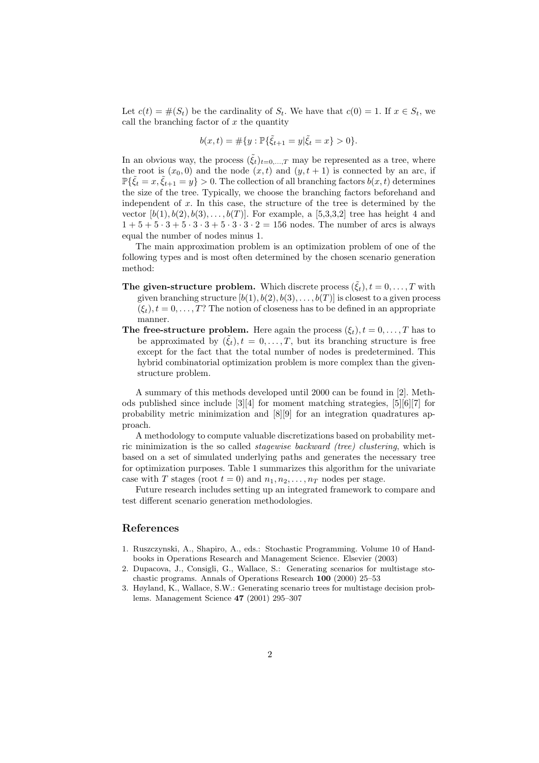Let $c(t) = \#(S_t)$ be the cardinality of $S_t$. We have that $c(0) = 1$. If $x \in S_t$, we call the branching factor of $x$ the quantity

$$b(x,t) = \#\{y : \mathbb{P}\{\tilde{\xi}_{t+1} = y | \tilde{\xi}_t = x\} > 0\}.$$

In an obvious way, the process $(\tilde{\xi}_t)_{t=0,\ldots,T}$ may be represented as a tree, where the root is $(x_0, 0)$ and the node $(x,t)$ and $(y, t+1)$ is connected by an arc, if $\mathbb{P}\{\tilde{\xi}_t = x, \tilde{\xi}_{t+1} = y\} > 0$. The collection of all branching factors $b(x,t)$ determines the size of the tree. Typically, we choose the branching factors beforehand and independent of $x$. In this case, the structure of the tree is determined by the vector $[b(1), b(2), b(3), \ldots, b(T)]$. For example, a [5,3,3,2] tree has height 4 and $1 + 5 + 5 \cdot 3 + 5 \cdot 3 \cdot 3 + 5 \cdot 3 \cdot 3 \cdot 2 = 156$ nodes. The number of arcs is always equal the number of nodes minus 1.

The main approximation problem is an optimization problem of one of the following types and is most often determined by the chosen scenario generation method:

**The given-structure problem.** Which discrete process $(\tilde{\xi}_t), t = 0, \ldots, T$ with given branching structure $[b(1), b(2), b(3), \ldots, b(T)]$ is closest to a given process $(\xi_t), t = 0, \ldots, T$? The notion of closeness has to be defined in an appropriate manner.

**The free-structure problem.** Here again the process $(\xi_t), t = 0, \ldots, T$ has to be approximated by $(\hat{\xi}_t), t = 0, \ldots, T$, but its branching structure is free except for the fact that the total number of nodes is predetermined. This hybrid combinatorial optimization problem is more complex than the given-structure problem.

A summary of this methods developed until 2000 can be found in [2]. Methods published since include [3][4] for moment matching strategies, [5][6][7] for probability metric minimization and [8][9] for an integration quadratures approach.

A methodology to compute valuable discretizations based on probability metric minimization is the so called *stagewise backward (tree) clustering*, which is based on a set of simulated underlying paths and generates the necessary tree for optimization purposes. Table 1 summarizes this algorithm for the univariate case with $T$ stages (root $t = 0$) and $n_1, n_2, \ldots, n_T$ nodes per stage.

Future research includes setting up an integrated framework to compare and test different scenario generation methodologies.

## References

1. Ruszczynski, A., Shapiro, A., eds.: Stochastic Programming. Volume 10 of Handbooks in Operations Research and Management Science. Elsevier (2003)
2. Dupacova, J., Consigli, G., Wallace, S.: Generating scenarios for multistage stochastic programs. Annals of Operations Research **100** (2000) 25–53
3. Høyland, K., Wallace, S.W.: Generating scenario trees for multistage decision problems. Management Science **47** (2001) 295–307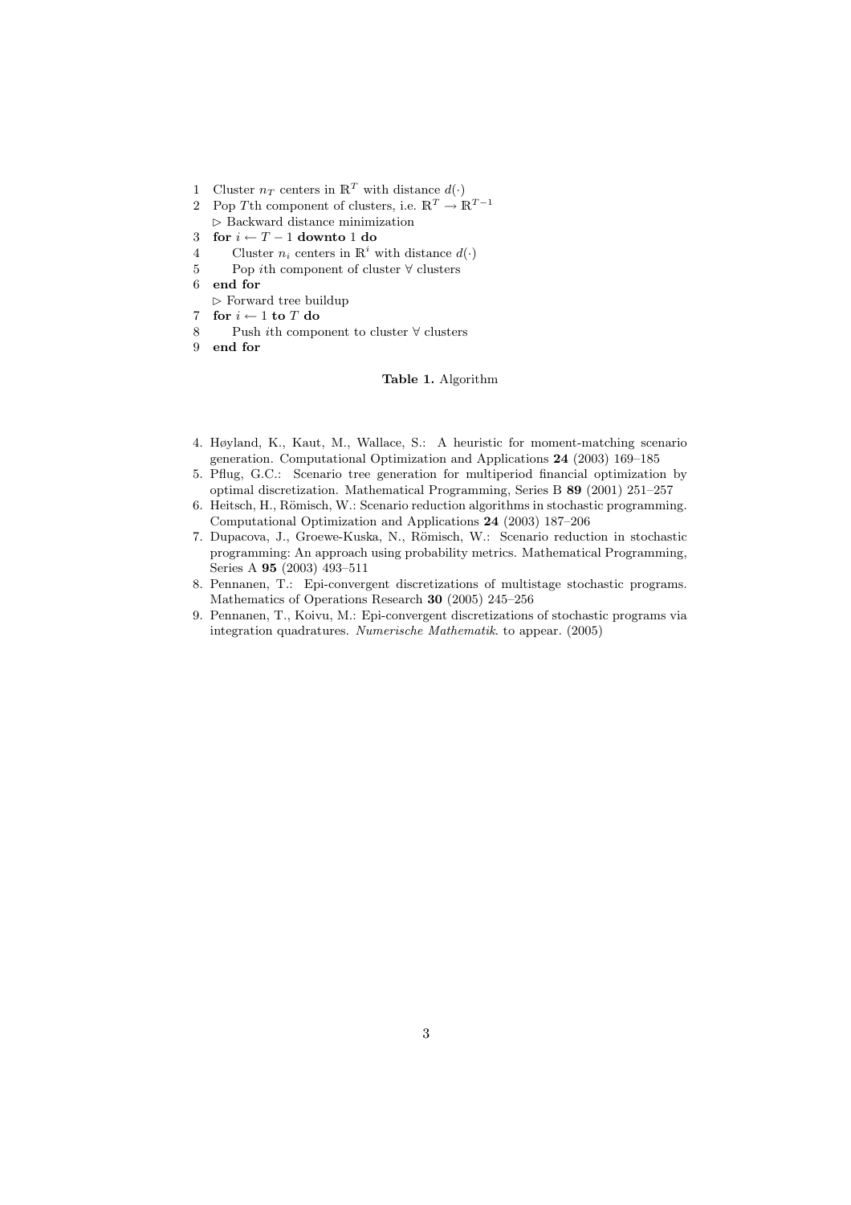```
1  Cluster n_T centers in R^T with distance d(·)
2  Pop Tth component of clusters, i.e. R^T → R^(T−1)
   ▷ Backward distance minimization
3  for i ← T − 1 downto 1 do
4      Cluster n_i centers in R^i with distance d(·)
5      Pop ith component of cluster ∀ clusters
6  end for
   ▷ Forward tree buildup
7  for i ← 1 to T do
8      Push ith component to cluster ∀ clusters
9  end for
```

**Table 1.** Algorithm

4. Høyland, K., Kaut, M., Wallace, S.: A heuristic for moment-matching scenario generation. Computational Optimization and Applications **24** (2003) 169–185
5. Pflug, G.C.: Scenario tree generation for multiperiod financial optimization by optimal discretization. Mathematical Programming, Series B **89** (2001) 251–257
6. Heitsch, H., Römisch, W.: Scenario reduction algorithms in stochastic programming. Computational Optimization and Applications **24** (2003) 187–206
7. Dupacova, J., Groewe-Kuska, N., Römisch, W.: Scenario reduction in stochastic programming: An approach using probability metrics. Mathematical Programming, Series A **95** (2003) 493–511
8. Pennanen, T.: Epi-convergent discretizations of multistage stochastic programs. Mathematics of Operations Research **30** (2005) 245–256
9. Pennanen, T., Koivu, M.: Epi-convergent discretizations of stochastic programs via integration quadratures. *Numerische Mathematik*. to appear. (2005)